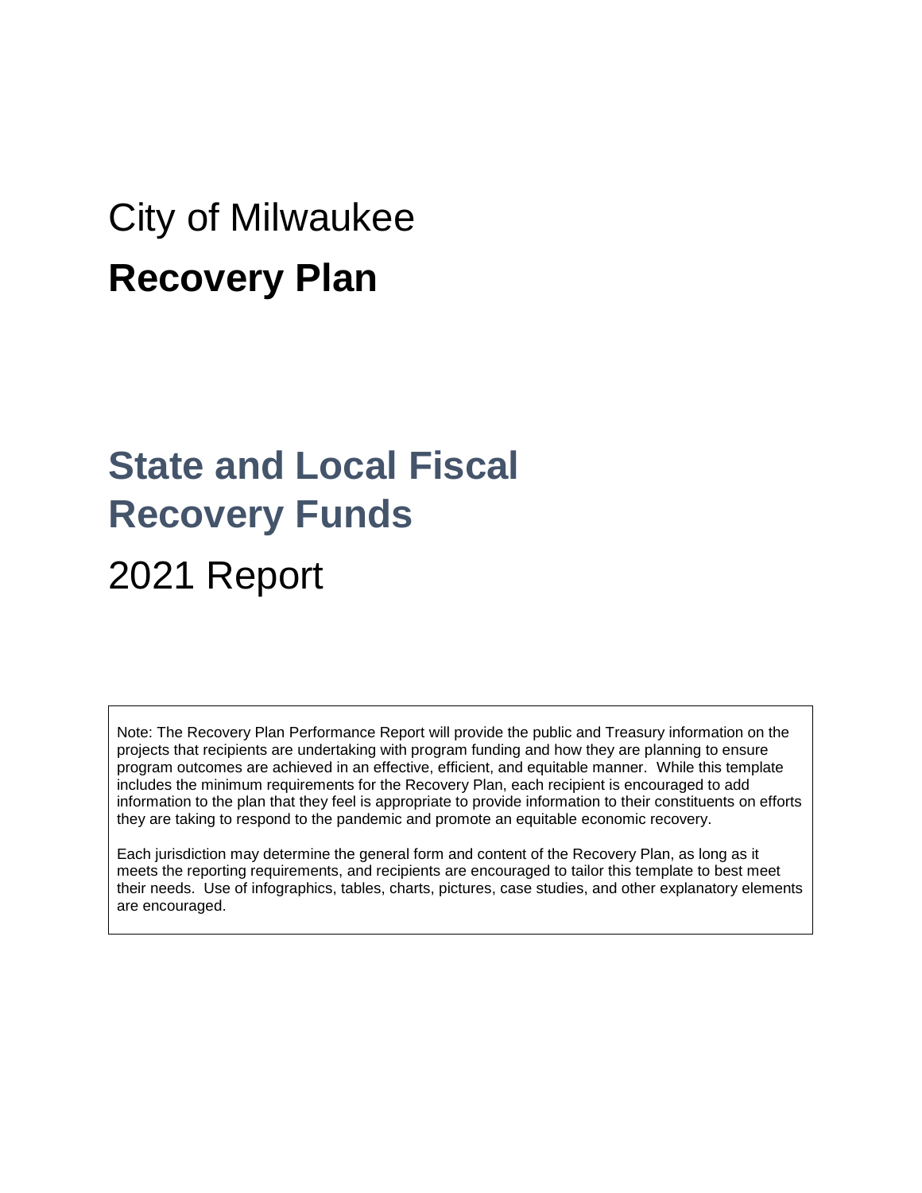# City of Milwaukee

# **Recovery Plan**

## State and Local Fiscal Recovery Funds

## 2021 Report

Note: The Recovery Plan Performance Report will provide the public and Treasury information on the projects that recipients are undertaking with program funding and how they are planning to ensure program outcomes are achieved in an effective, efficient, and equitable manner. While this template includes the minimum requirements for the Recovery Plan, each recipient is encouraged to add information to the plan that they feel is appropriate to provide information to their constituents on efforts they are taking to respond to the pandemic and promote an equitable economic recovery.

Each jurisdiction may determine the general form and content of the Recovery Plan, as long as it meets the reporting requirements, and recipients are encouraged to tailor this template to best meet their needs. Use of infographics, tables, charts, pictures, case studies, and other explanatory elements are encouraged.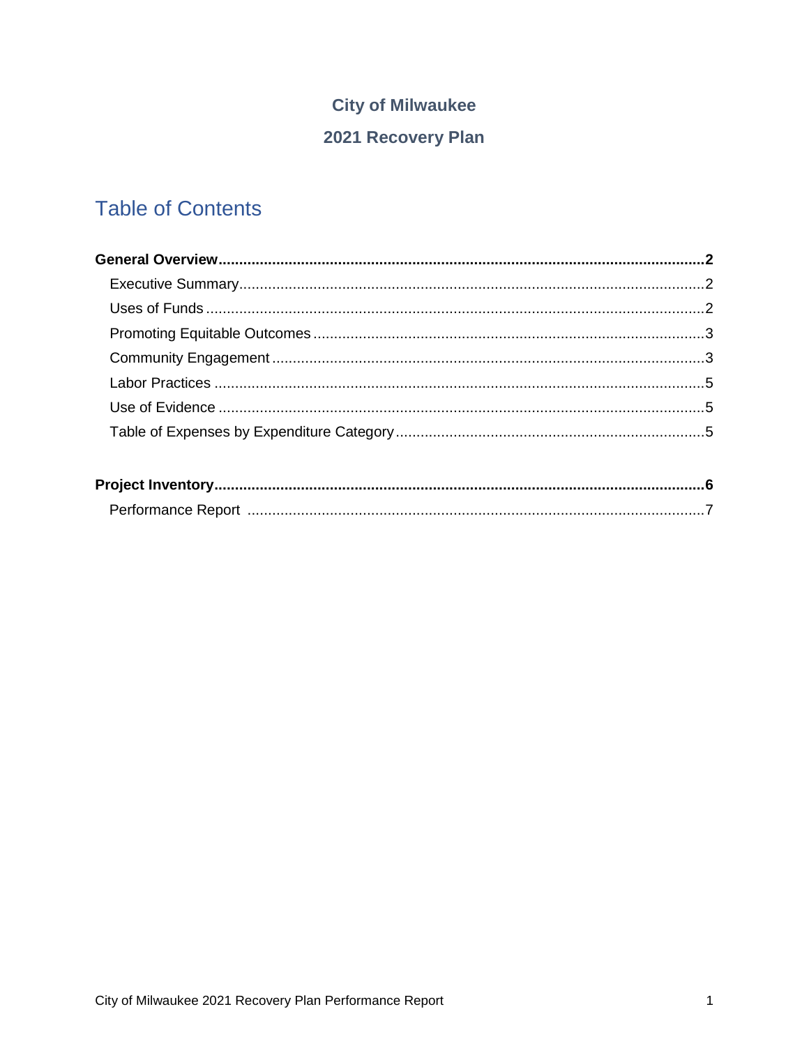**City of Milwaukee**

**2021 Recovery Plan**

# Table of Contents

**General Overview....................................................................................................................2**

- Executive Summary....................................................................................................2
- Uses of Funds ............................................................................................................2
- Promoting Equitable Outcomes ..................................................................................3
- Community Engagement ............................................................................................3
- Labor Practices ..........................................................................................................5
- Use of Evidence .........................................................................................................5
- Table of Expenses by Expenditure Category ..............................................................5

**Project Inventory.......................................................................................................................6**

- Performance Report ...................................................................................................7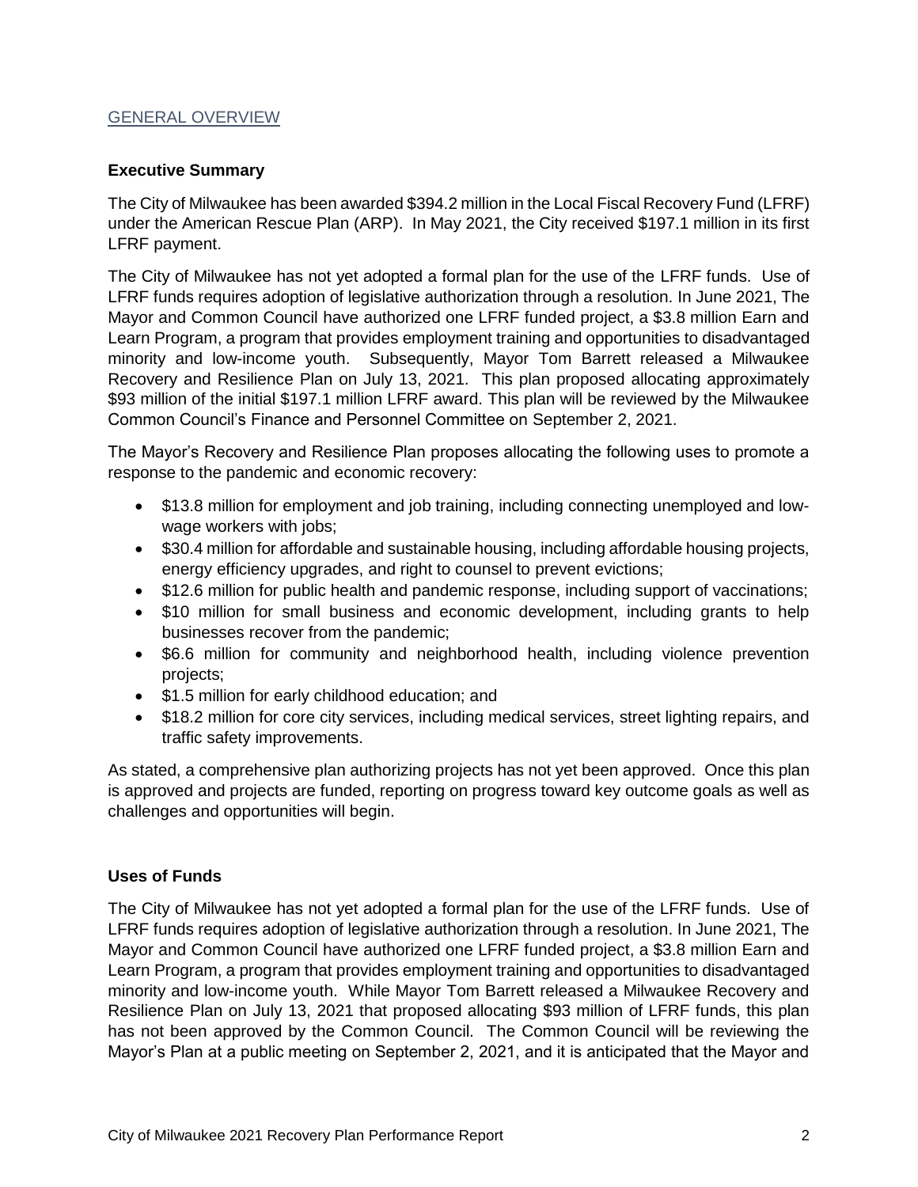## GENERAL OVERVIEW

### Executive Summary

The City of Milwaukee has been awarded $394.2 million in the Local Fiscal Recovery Fund (LFRF) under the American Rescue Plan (ARP). In May 2021, the City received $197.1 million in its first LFRF payment.

The City of Milwaukee has not yet adopted a formal plan for the use of the LFRF funds. Use of LFRF funds requires adoption of legislative authorization through a resolution. In June 2021, The Mayor and Common Council have authorized one LFRF funded project, a $3.8 million Earn and Learn Program, a program that provides employment training and opportunities to disadvantaged minority and low-income youth. Subsequently, Mayor Tom Barrett released a Milwaukee Recovery and Resilience Plan on July 13, 2021. This plan proposed allocating approximately $93 million of the initial $197.1 million LFRF award. This plan will be reviewed by the Milwaukee Common Council's Finance and Personnel Committee on September 2, 2021.

The Mayor's Recovery and Resilience Plan proposes allocating the following uses to promote a response to the pandemic and economic recovery:

- $13.8 million for employment and job training, including connecting unemployed and low-wage workers with jobs;
- $30.4 million for affordable and sustainable housing, including affordable housing projects, energy efficiency upgrades, and right to counsel to prevent evictions;
- $12.6 million for public health and pandemic response, including support of vaccinations;
- $10 million for small business and economic development, including grants to help businesses recover from the pandemic;
- $6.6 million for community and neighborhood health, including violence prevention projects;
- $1.5 million for early childhood education; and
- $18.2 million for core city services, including medical services, street lighting repairs, and traffic safety improvements.

As stated, a comprehensive plan authorizing projects has not yet been approved. Once this plan is approved and projects are funded, reporting on progress toward key outcome goals as well as challenges and opportunities will begin.

### Uses of Funds

The City of Milwaukee has not yet adopted a formal plan for the use of the LFRF funds. Use of LFRF funds requires adoption of legislative authorization through a resolution. In June 2021, The Mayor and Common Council have authorized one LFRF funded project, a $3.8 million Earn and Learn Program, a program that provides employment training and opportunities to disadvantaged minority and low-income youth. While Mayor Tom Barrett released a Milwaukee Recovery and Resilience Plan on July 13, 2021 that proposed allocating $93 million of LFRF funds, this plan has not been approved by the Common Council. The Common Council will be reviewing the Mayor's Plan at a public meeting on September 2, 2021, and it is anticipated that the Mayor and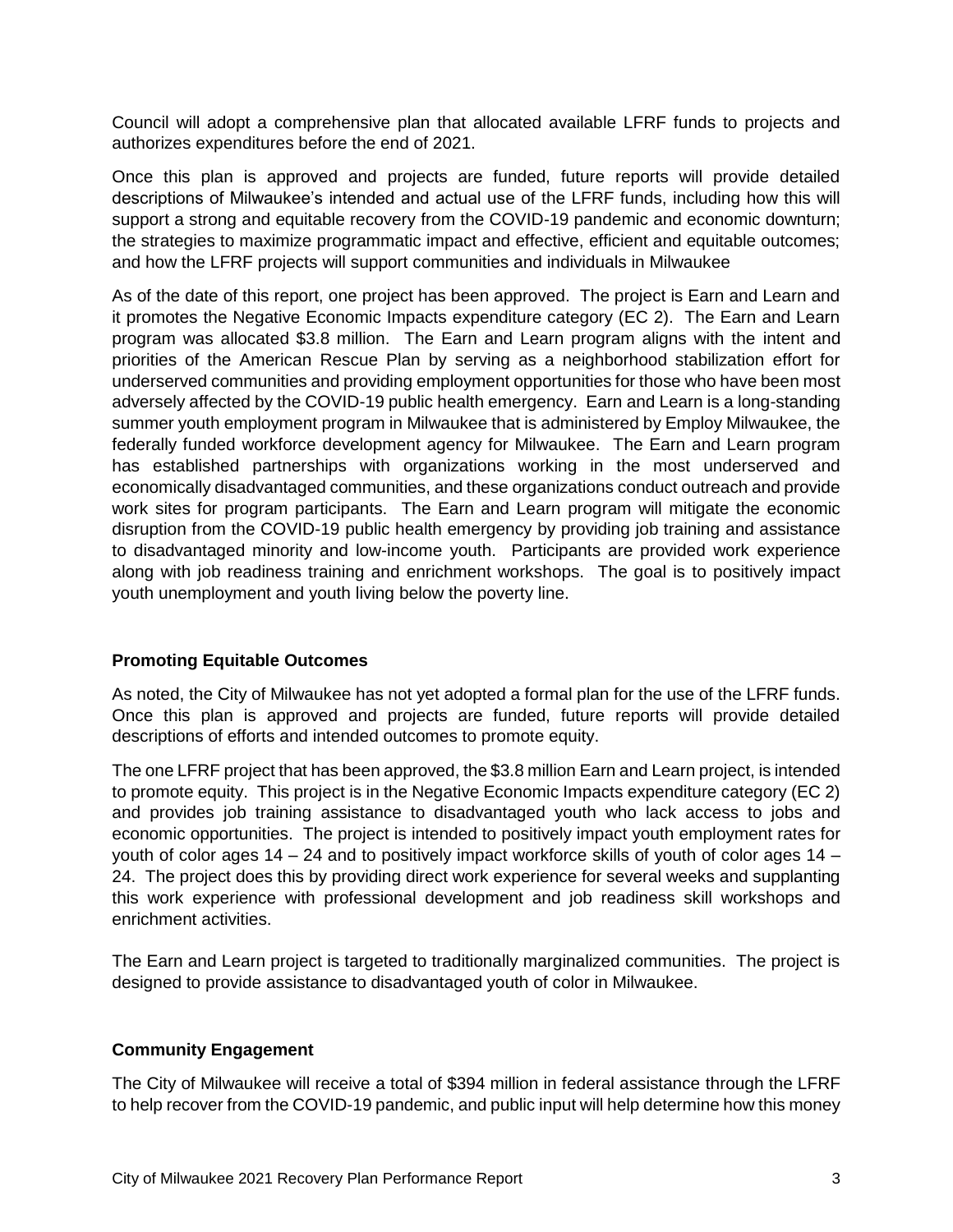Council will adopt a comprehensive plan that allocated available LFRF funds to projects and authorizes expenditures before the end of 2021.

Once this plan is approved and projects are funded, future reports will provide detailed descriptions of Milwaukee's intended and actual use of the LFRF funds, including how this will support a strong and equitable recovery from the COVID-19 pandemic and economic downturn; the strategies to maximize programmatic impact and effective, efficient and equitable outcomes; and how the LFRF projects will support communities and individuals in Milwaukee

As of the date of this report, one project has been approved. The project is Earn and Learn and it promotes the Negative Economic Impacts expenditure category (EC 2). The Earn and Learn program was allocated $3.8 million. The Earn and Learn program aligns with the intent and priorities of the American Rescue Plan by serving as a neighborhood stabilization effort for underserved communities and providing employment opportunities for those who have been most adversely affected by the COVID-19 public health emergency. Earn and Learn is a long-standing summer youth employment program in Milwaukee that is administered by Employ Milwaukee, the federally funded workforce development agency for Milwaukee. The Earn and Learn program has established partnerships with organizations working in the most underserved and economically disadvantaged communities, and these organizations conduct outreach and provide work sites for program participants. The Earn and Learn program will mitigate the economic disruption from the COVID-19 public health emergency by providing job training and assistance to disadvantaged minority and low-income youth. Participants are provided work experience along with job readiness training and enrichment workshops. The goal is to positively impact youth unemployment and youth living below the poverty line.

## Promoting Equitable Outcomes

As noted, the City of Milwaukee has not yet adopted a formal plan for the use of the LFRF funds. Once this plan is approved and projects are funded, future reports will provide detailed descriptions of efforts and intended outcomes to promote equity.

The one LFRF project that has been approved, the $3.8 million Earn and Learn project, is intended to promote equity. This project is in the Negative Economic Impacts expenditure category (EC 2) and provides job training assistance to disadvantaged youth who lack access to jobs and economic opportunities. The project is intended to positively impact youth employment rates for youth of color ages 14 – 24 and to positively impact workforce skills of youth of color ages 14 – 24. The project does this by providing direct work experience for several weeks and supplanting this work experience with professional development and job readiness skill workshops and enrichment activities.

The Earn and Learn project is targeted to traditionally marginalized communities. The project is designed to provide assistance to disadvantaged youth of color in Milwaukee.

## Community Engagement

The City of Milwaukee will receive a total of $394 million in federal assistance through the LFRF to help recover from the COVID-19 pandemic, and public input will help determine how this money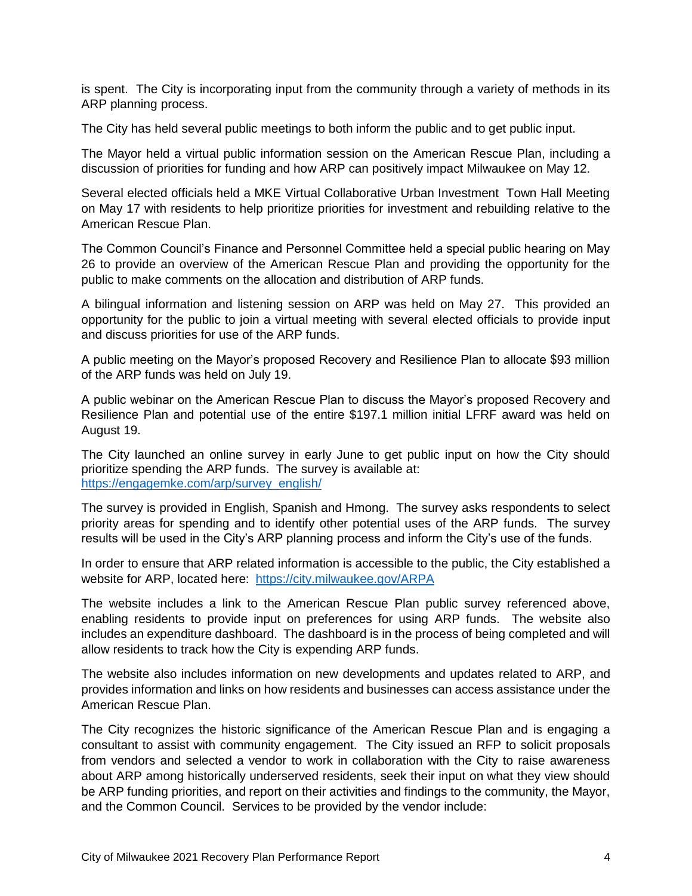is spent. The City is incorporating input from the community through a variety of methods in its ARP planning process.

The City has held several public meetings to both inform the public and to get public input.

The Mayor held a virtual public information session on the American Rescue Plan, including a discussion of priorities for funding and how ARP can positively impact Milwaukee on May 12.

Several elected officials held a MKE Virtual Collaborative Urban Investment Town Hall Meeting on May 17 with residents to help prioritize priorities for investment and rebuilding relative to the American Rescue Plan.

The Common Council's Finance and Personnel Committee held a special public hearing on May 26 to provide an overview of the American Rescue Plan and providing the opportunity for the public to make comments on the allocation and distribution of ARP funds.

A bilingual information and listening session on ARP was held on May 27. This provided an opportunity for the public to join a virtual meeting with several elected officials to provide input and discuss priorities for use of the ARP funds.

A public meeting on the Mayor's proposed Recovery and Resilience Plan to allocate $93 million of the ARP funds was held on July 19.

A public webinar on the American Rescue Plan to discuss the Mayor's proposed Recovery and Resilience Plan and potential use of the entire $197.1 million initial LFRF award was held on August 19.

The City launched an online survey in early June to get public input on how the City should prioritize spending the ARP funds. The survey is available at: [https://engagemke.com/arp/survey_english/](https://engagemke.com/arp/survey_english/)

The survey is provided in English, Spanish and Hmong. The survey asks respondents to select priority areas for spending and to identify other potential uses of the ARP funds. The survey results will be used in the City's ARP planning process and inform the City's use of the funds.

In order to ensure that ARP related information is accessible to the public, the City established a website for ARP, located here: [https://city.milwaukee.gov/ARPA](https://city.milwaukee.gov/ARPA)

The website includes a link to the American Rescue Plan public survey referenced above, enabling residents to provide input on preferences for using ARP funds. The website also includes an expenditure dashboard. The dashboard is in the process of being completed and will allow residents to track how the City is expending ARP funds.

The website also includes information on new developments and updates related to ARP, and provides information and links on how residents and businesses can access assistance under the American Rescue Plan.

The City recognizes the historic significance of the American Rescue Plan and is engaging a consultant to assist with community engagement. The City issued an RFP to solicit proposals from vendors and selected a vendor to work in collaboration with the City to raise awareness about ARP among historically underserved residents, seek their input on what they view should be ARP funding priorities, and report on their activities and findings to the community, the Mayor, and the Common Council. Services to be provided by the vendor include: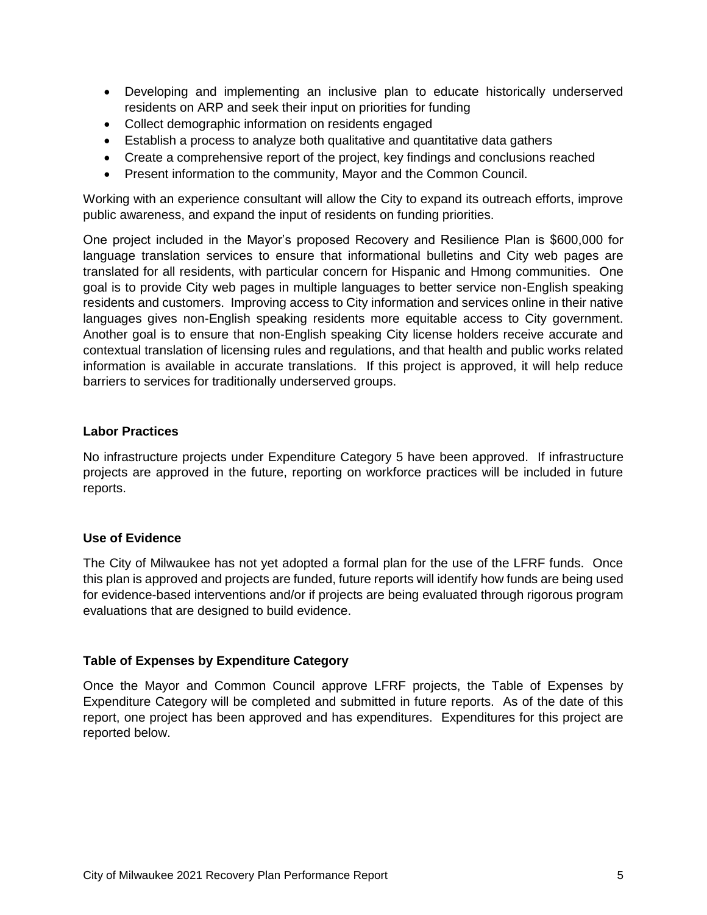- Developing and implementing an inclusive plan to educate historically underserved residents on ARP and seek their input on priorities for funding
- Collect demographic information on residents engaged
- Establish a process to analyze both qualitative and quantitative data gathers
- Create a comprehensive report of the project, key findings and conclusions reached
- Present information to the community, Mayor and the Common Council.

Working with an experience consultant will allow the City to expand its outreach efforts, improve public awareness, and expand the input of residents on funding priorities.

One project included in the Mayor's proposed Recovery and Resilience Plan is $600,000 for language translation services to ensure that informational bulletins and City web pages are translated for all residents, with particular concern for Hispanic and Hmong communities. One goal is to provide City web pages in multiple languages to better service non-English speaking residents and customers. Improving access to City information and services online in their native languages gives non-English speaking residents more equitable access to City government. Another goal is to ensure that non-English speaking City license holders receive accurate and contextual translation of licensing rules and regulations, and that health and public works related information is available in accurate translations. If this project is approved, it will help reduce barriers to services for traditionally underserved groups.

### Labor Practices

No infrastructure projects under Expenditure Category 5 have been approved. If infrastructure projects are approved in the future, reporting on workforce practices will be included in future reports.

### Use of Evidence

The City of Milwaukee has not yet adopted a formal plan for the use of the LFRF funds. Once this plan is approved and projects are funded, future reports will identify how funds are being used for evidence-based interventions and/or if projects are being evaluated through rigorous program evaluations that are designed to build evidence.

### Table of Expenses by Expenditure Category

Once the Mayor and Common Council approve LFRF projects, the Table of Expenses by Expenditure Category will be completed and submitted in future reports. As of the date of this report, one project has been approved and has expenditures. Expenditures for this project are reported below.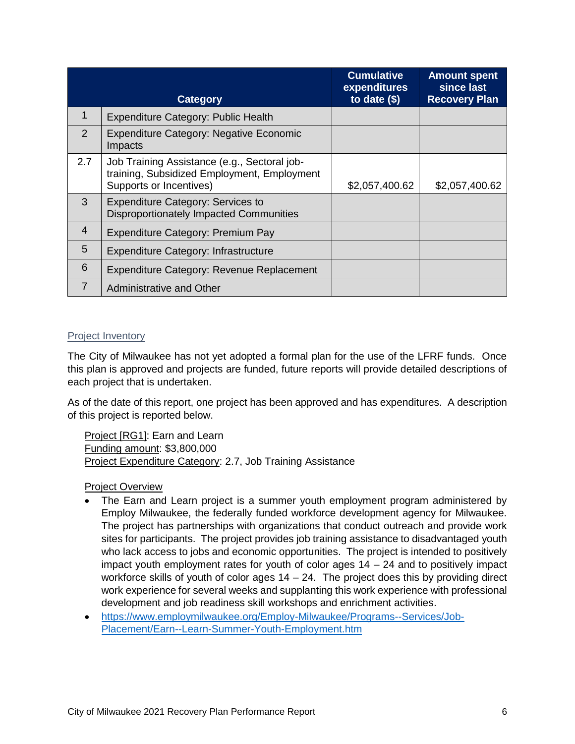| | Category | Cumulative expenditures to date ($) | Amount spent since last Recovery Plan |
|---|---|---|---|
| 1 | Expenditure Category: Public Health | | |
| 2 | Expenditure Category: Negative Economic Impacts | | |
| 2.7 | Job Training Assistance (e.g., Sectoral job-training, Subsidized Employment, Employment Supports or Incentives) | $2,057,400.62 | $2,057,400.62 |
| 3 | Expenditure Category: Services to Disproportionately Impacted Communities | | |
| 4 | Expenditure Category: Premium Pay | | |
| 5 | Expenditure Category: Infrastructure | | |
| 6 | Expenditure Category: Revenue Replacement | | |
| 7 | Administrative and Other | | |

## Project Inventory

The City of Milwaukee has not yet adopted a formal plan for the use of the LFRF funds. Once this plan is approved and projects are funded, future reports will provide detailed descriptions of each project that is undertaken.

As of the date of this report, one project has been approved and has expenditures. A description of this project is reported below.

Project [RG1]: Earn and Learn
Funding amount: $3,800,000
Project Expenditure Category: 2.7, Job Training Assistance

Project Overview

- The Earn and Learn project is a summer youth employment program administered by Employ Milwaukee, the federally funded workforce development agency for Milwaukee. The project has partnerships with organizations that conduct outreach and provide work sites for participants. The project provides job training assistance to disadvantaged youth who lack access to jobs and economic opportunities. The project is intended to positively impact youth employment rates for youth of color ages 14 – 24 and to positively impact workforce skills of youth of color ages 14 – 24. The project does this by providing direct work experience for several weeks and supplanting this work experience with professional development and job readiness skill workshops and enrichment activities.
- https://www.employmilwaukee.org/Employ-Milwaukee/Programs--Services/Job-Placement/Earn--Learn-Summer-Youth-Employment.htm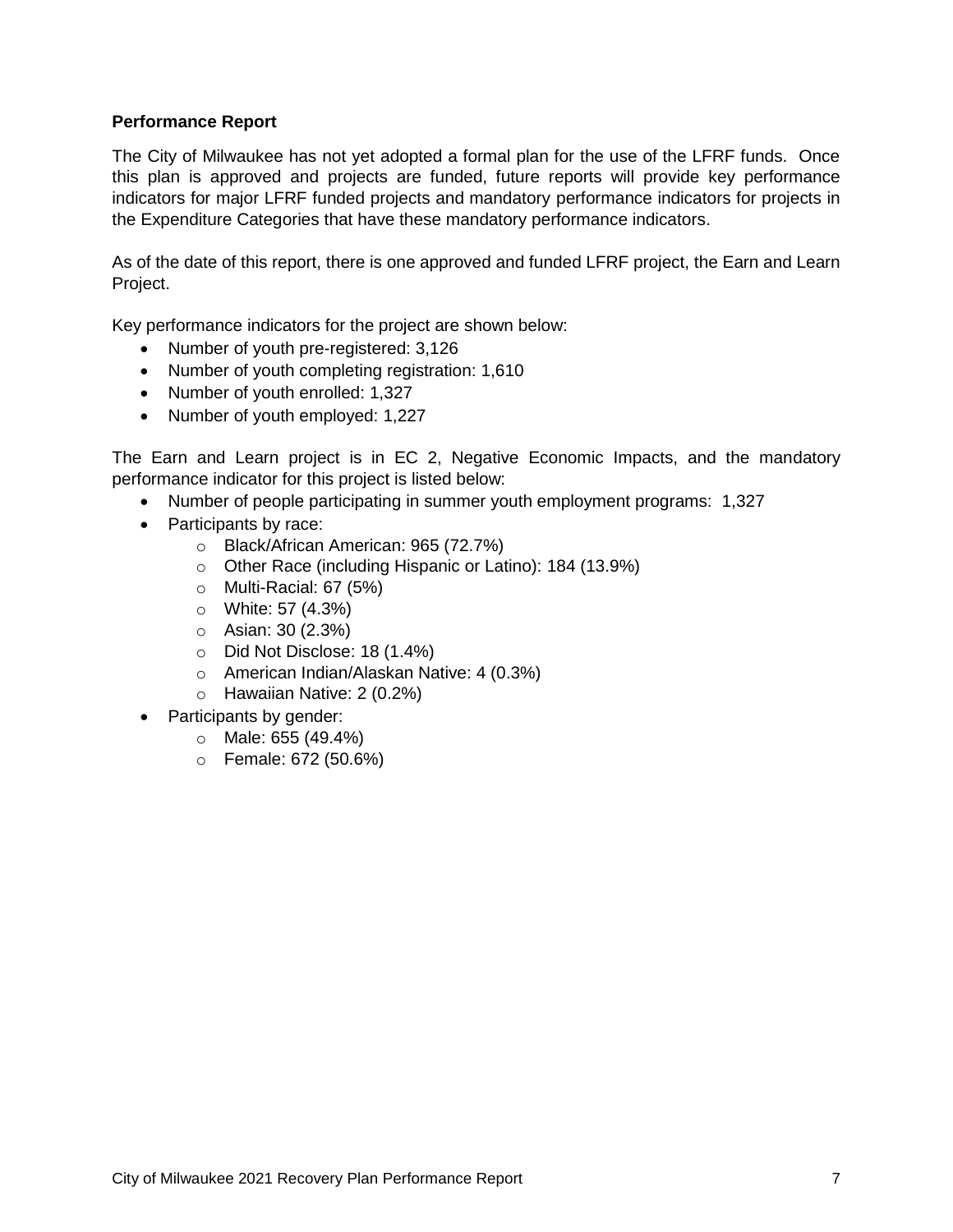**Performance Report**

The City of Milwaukee has not yet adopted a formal plan for the use of the LFRF funds. Once this plan is approved and projects are funded, future reports will provide key performance indicators for major LFRF funded projects and mandatory performance indicators for projects in the Expenditure Categories that have these mandatory performance indicators.

As of the date of this report, there is one approved and funded LFRF project, the Earn and Learn Project.

Key performance indicators for the project are shown below:

- Number of youth pre-registered: 3,126
- Number of youth completing registration: 1,610
- Number of youth enrolled: 1,327
- Number of youth employed: 1,227

The Earn and Learn project is in EC 2, Negative Economic Impacts, and the mandatory performance indicator for this project is listed below:

- Number of people participating in summer youth employment programs: 1,327
- Participants by race:
  - Black/African American: 965 (72.7%)
  - Other Race (including Hispanic or Latino): 184 (13.9%)
  - Multi-Racial: 67 (5%)
  - White: 57 (4.3%)
  - Asian: 30 (2.3%)
  - Did Not Disclose: 18 (1.4%)
  - American Indian/Alaskan Native: 4 (0.3%)
  - Hawaiian Native: 2 (0.2%)
- Participants by gender:
  - Male: 655 (49.4%)
  - Female: 672 (50.6%)